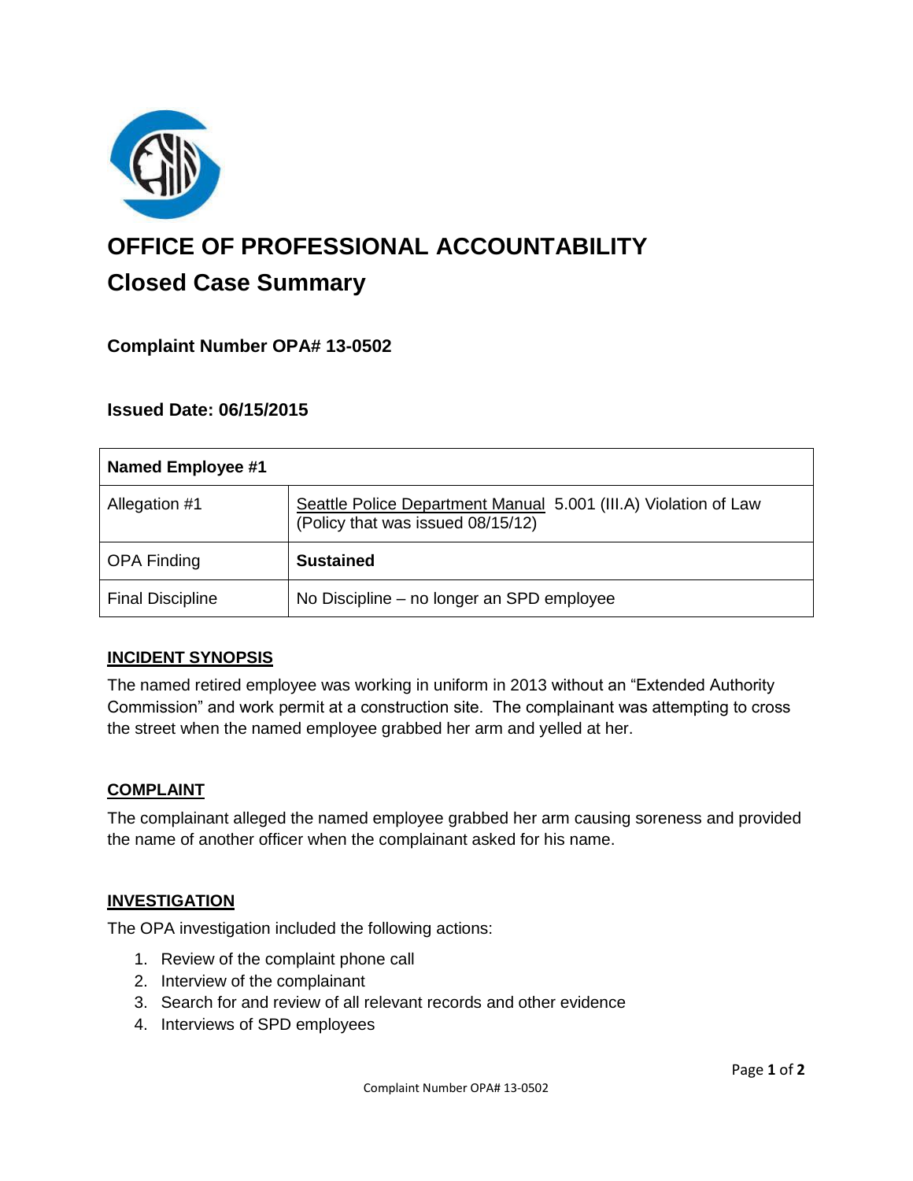# OFFICE OF PROFESSIONAL ACCOUNTABILITY

## Closed Case Summary

### Complaint Number OPA# 13-0502

### Issued Date: 06/15/2015

| Named Employee #1 | |
|---|---|
| Allegation #1 | Seattle Police Department Manual 5.001 (III.A) Violation of Law (Policy that was issued 08/15/12) |
| OPA Finding | **Sustained** |
| Final Discipline | No Discipline – no longer an SPD employee |

**INCIDENT SYNOPSIS**

The named retired employee was working in uniform in 2013 without an "Extended Authority Commission" and work permit at a construction site. The complainant was attempting to cross the street when the named employee grabbed her arm and yelled at her.

**COMPLAINT**

The complainant alleged the named employee grabbed her arm causing soreness and provided the name of another officer when the complainant asked for his name.

**INVESTIGATION**

The OPA investigation included the following actions:

1. Review of the complaint phone call
2. Interview of the complainant
3. Search for and review of all relevant records and other evidence
4. Interviews of SPD employees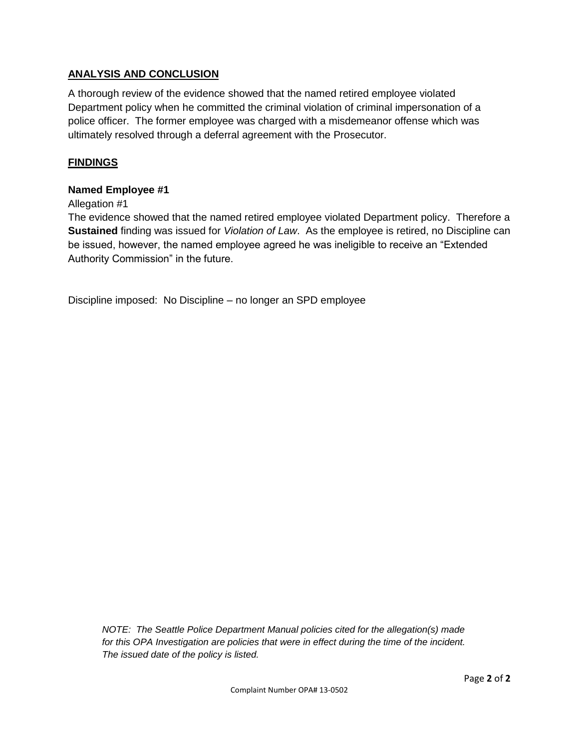## ANALYSIS AND CONCLUSION

A thorough review of the evidence showed that the named retired employee violated Department policy when he committed the criminal violation of criminal impersonation of a police officer. The former employee was charged with a misdemeanor offense which was ultimately resolved through a deferral agreement with the Prosecutor.

## FINDINGS

**Named Employee #1**

Allegation #1

The evidence showed that the named retired employee violated Department policy. Therefore a **Sustained** finding was issued for *Violation of Law*. As the employee is retired, no Discipline can be issued, however, the named employee agreed he was ineligible to receive an "Extended Authority Commission" in the future.

Discipline imposed: No Discipline – no longer an SPD employee

*NOTE: The Seattle Police Department Manual policies cited for the allegation(s) made for this OPA Investigation are policies that were in effect during the time of the incident. The issued date of the policy is listed.*

Complaint Number OPA# 13-0502